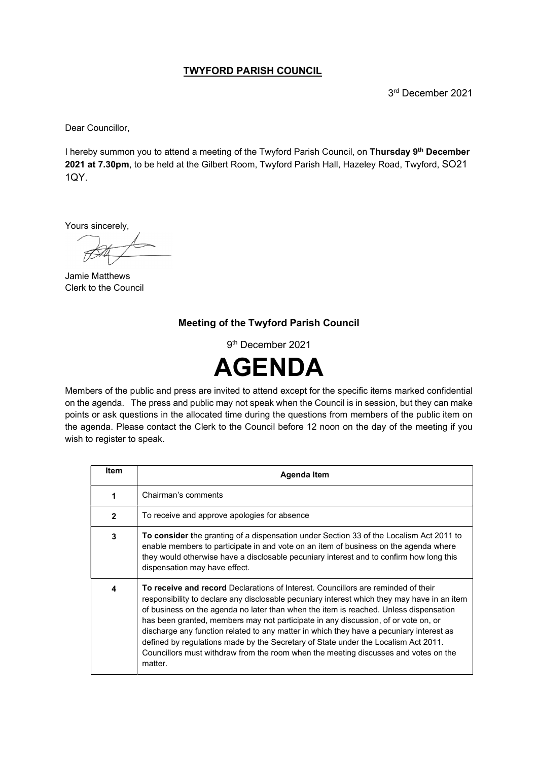## TWYFORD PARISH COUNCIL

3rd December 2021

Dear Councillor,

I hereby summon you to attend a meeting of the Twyford Parish Council, on **Thursday 9th December 2021 at 7.30pm**, to be held at the Gilbert Room, Twyford Parish Hall, Hazeley Road, Twyford, SO21 1QY.

Yours sincerely,

Jamie Matthews
Clerk to the Council

### Meeting of the Twyford Parish Council

9th December 2021

# AGENDA

Members of the public and press are invited to attend except for the specific items marked confidential on the agenda. The press and public may not speak when the Council is in session, but they can make points or ask questions in the allocated time during the questions from members of the public item on the agenda. Please contact the Clerk to the Council before 12 noon on the day of the meeting if you wish to register to speak.

| Item | Agenda Item |
|---|---|
| 1 | Chairman's comments |
| 2 | To receive and approve apologies for absence |
| 3 | **To consider t**he granting of a dispensation under Section 33 of the Localism Act 2011 to enable members to participate in and vote on an item of business on the agenda where they would otherwise have a disclosable pecuniary interest and to confirm how long this dispensation may have effect. |
| 4 | **To receive and record** Declarations of Interest. Councillors are reminded of their responsibility to declare any disclosable pecuniary interest which they may have in an item of business on the agenda no later than when the item is reached. Unless dispensation has been granted, members may not participate in any discussion, of or vote on, or discharge any function related to any matter in which they have a pecuniary interest as defined by regulations made by the Secretary of State under the Localism Act 2011. Councillors must withdraw from the room when the meeting discusses and votes on the matter. |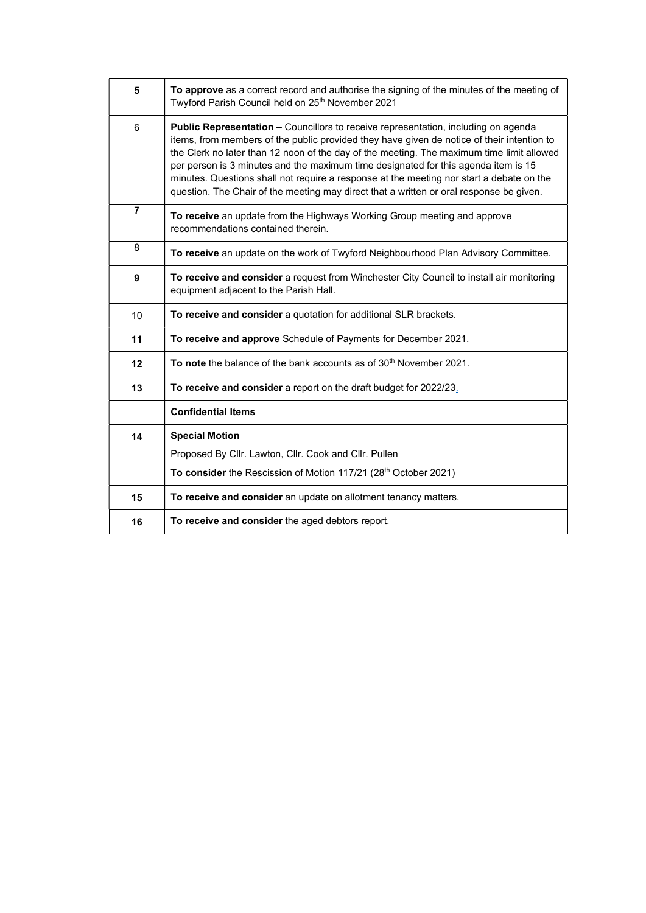| | |
|---|---|
| **5** | **To approve** as a correct record and authorise the signing of the minutes of the meeting of Twyford Parish Council held on 25th November 2021 |
| 6 | **Public Representation –** Councillors to receive representation, including on agenda items, from members of the public provided they have given de notice of their intention to the Clerk no later than 12 noon of the day of the meeting. The maximum time limit allowed per person is 3 minutes and the maximum time designated for this agenda item is 15 minutes. Questions shall not require a response at the meeting nor start a debate on the question. The Chair of the meeting may direct that a written or oral response be given. |
| **7** | **To receive** an update from the Highways Working Group meeting and approve recommendations contained therein. |
| 8 | **To receive** an update on the work of Twyford Neighbourhood Plan Advisory Committee. |
| **9** | **To receive and consider** a request from Winchester City Council to install air monitoring equipment adjacent to the Parish Hall. |
| 10 | **To receive and consider** a quotation for additional SLR brackets. |
| **11** | **To receive and approve** Schedule of Payments for December 2021. |
| **12** | **To note** the balance of the bank accounts as of 30th November 2021. |
| **13** | **To receive and consider** a report on the draft budget for 2022/23. |
| | **Confidential Items** |
| **14** | **Special Motion**<br>Proposed By Cllr. Lawton, Cllr. Cook and Cllr. Pullen<br>**To consider** the Rescission of Motion 117/21 (28th October 2021) |
| **15** | **To receive and consider** an update on allotment tenancy matters. |
| **16** | **To receive and consider** the aged debtors report. |